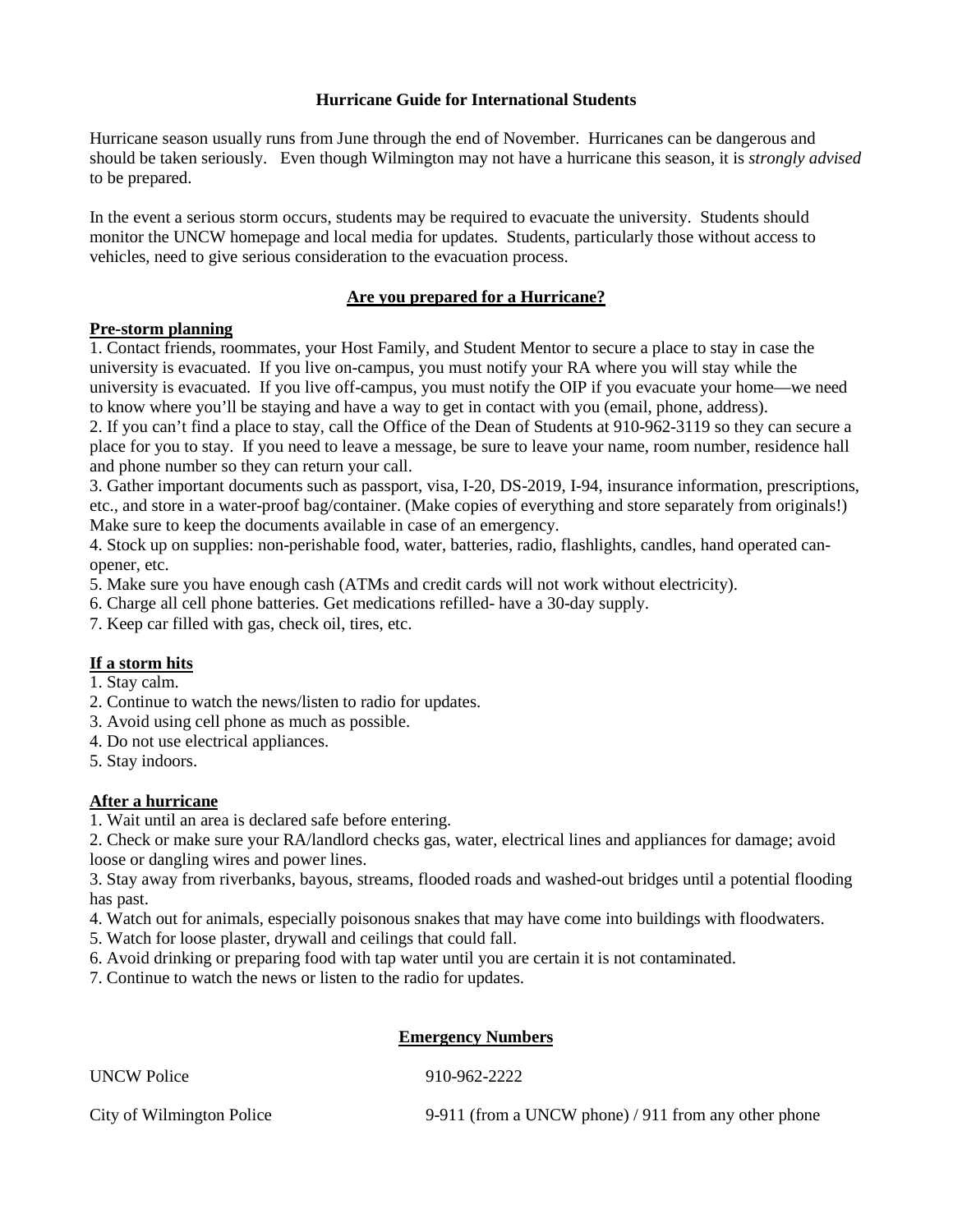# Hurricane Guide for International Students

Hurricane season usually runs from June through the end of November. Hurricanes can be dangerous and should be taken seriously. Even though Wilmington may not have a hurricane this season, it is *strongly advised* to be prepared.

In the event a serious storm occurs, students may be required to evacuate the university. Students should monitor the UNCW homepage and local media for updates. Students, particularly those without access to vehicles, need to give serious consideration to the evacuation process.

## Are you prepared for a Hurricane?

### Pre-storm planning

1. Contact friends, roommates, your Host Family, and Student Mentor to secure a place to stay in case the university is evacuated. If you live on-campus, you must notify your RA where you will stay while the university is evacuated. If you live off-campus, you must notify the OIP if you evacuate your home—we need to know where you'll be staying and have a way to get in contact with you (email, phone, address).
2. If you can't find a place to stay, call the Office of the Dean of Students at 910-962-3119 so they can secure a place for you to stay. If you need to leave a message, be sure to leave your name, room number, residence hall and phone number so they can return your call.
3. Gather important documents such as passport, visa, I-20, DS-2019, I-94, insurance information, prescriptions, etc., and store in a water-proof bag/container. (Make copies of everything and store separately from originals!) Make sure to keep the documents available in case of an emergency.
4. Stock up on supplies: non-perishable food, water, batteries, radio, flashlights, candles, hand operated can-opener, etc.
5. Make sure you have enough cash (ATMs and credit cards will not work without electricity).
6. Charge all cell phone batteries. Get medications refilled- have a 30-day supply.
7. Keep car filled with gas, check oil, tires, etc.

### If a storm hits

1. Stay calm.
2. Continue to watch the news/listen to radio for updates.
3. Avoid using cell phone as much as possible.
4. Do not use electrical appliances.
5. Stay indoors.

### After a hurricane

1. Wait until an area is declared safe before entering.
2. Check or make sure your RA/landlord checks gas, water, electrical lines and appliances for damage; avoid loose or dangling wires and power lines.
3. Stay away from riverbanks, bayous, streams, flooded roads and washed-out bridges until a potential flooding has past.
4. Watch out for animals, especially poisonous snakes that may have come into buildings with floodwaters.
5. Watch for loose plaster, drywall and ceilings that could fall.
6. Avoid drinking or preparing food with tap water until you are certain it is not contaminated.
7. Continue to watch the news or listen to the radio for updates.

## Emergency Numbers

| | |
|---|---|
| UNCW Police | 910-962-2222 |
| City of Wilmington Police | 9-911 (from a UNCW phone) / 911 from any other phone |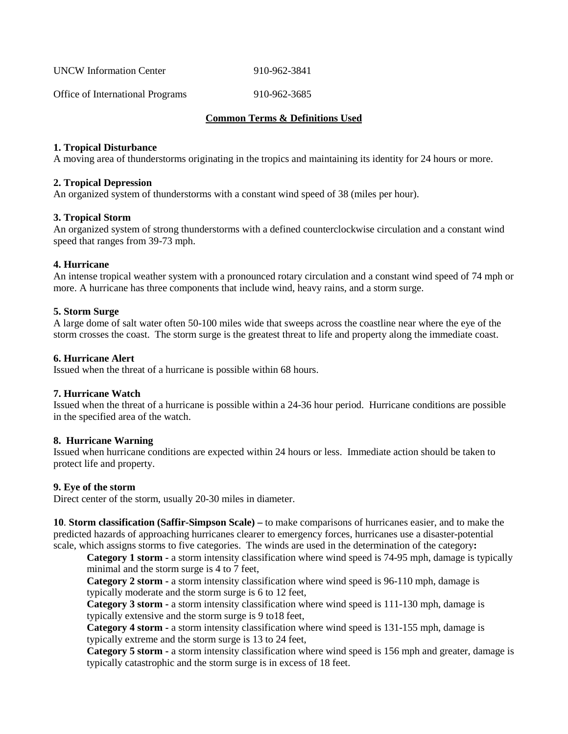| | |
|---|---|
| UNCW Information Center | 910-962-3841 |
| Office of International Programs | 910-962-3685 |

## Common Terms & Definitions Used

**1. Tropical Disturbance**
A moving area of thunderstorms originating in the tropics and maintaining its identity for 24 hours or more.

**2. Tropical Depression**
An organized system of thunderstorms with a constant wind speed of 38 (miles per hour).

**3. Tropical Storm**
An organized system of strong thunderstorms with a defined counterclockwise circulation and a constant wind speed that ranges from 39-73 mph.

**4. Hurricane**
An intense tropical weather system with a pronounced rotary circulation and a constant wind speed of 74 mph or more. A hurricane has three components that include wind, heavy rains, and a storm surge.

**5. Storm Surge**
A large dome of salt water often 50-100 miles wide that sweeps across the coastline near where the eye of the storm crosses the coast. The storm surge is the greatest threat to life and property along the immediate coast.

**6. Hurricane Alert**
Issued when the threat of a hurricane is possible within 68 hours.

**7. Hurricane Watch**
Issued when the threat of a hurricane is possible within a 24-36 hour period. Hurricane conditions are possible in the specified area of the watch.

**8. Hurricane Warning**
Issued when hurricane conditions are expected within 24 hours or less. Immediate action should be taken to protect life and property.

**9. Eye of the storm**
Direct center of the storm, usually 20-30 miles in diameter.

**10**. **Storm classification (Saffir-Simpson Scale) –** to make comparisons of hurricanes easier, and to make the predicted hazards of approaching hurricanes clearer to emergency forces, hurricanes use a disaster-potential scale, which assigns storms to five categories. The winds are used in the determination of the category**:**

- **Category 1 storm -** a storm intensity classification where wind speed is 74-95 mph, damage is typically minimal and the storm surge is 4 to 7 feet,
- **Category 2 storm -** a storm intensity classification where wind speed is 96-110 mph, damage is typically moderate and the storm surge is 6 to 12 feet,
- **Category 3 storm -** a storm intensity classification where wind speed is 111-130 mph, damage is typically extensive and the storm surge is 9 to18 feet,
- **Category 4 storm -** a storm intensity classification where wind speed is 131-155 mph, damage is typically extreme and the storm surge is 13 to 24 feet,
- **Category 5 storm -** a storm intensity classification where wind speed is 156 mph and greater, damage is typically catastrophic and the storm surge is in excess of 18 feet.